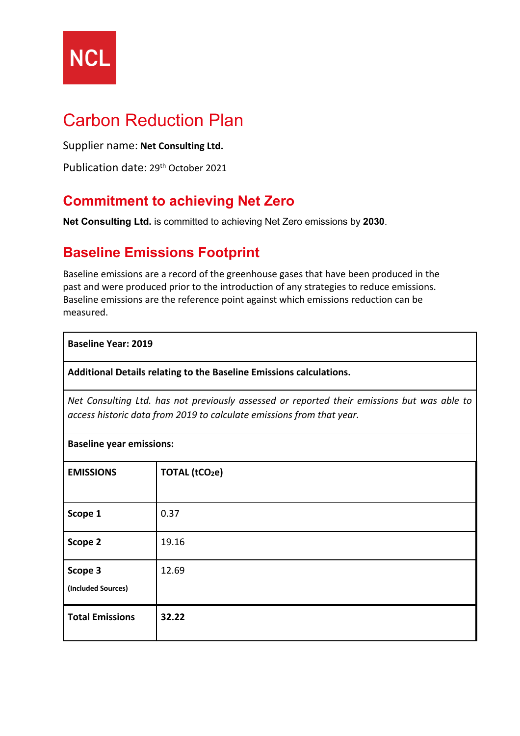NCL

# Carbon Reduction Plan

Supplier name: **Net Consulting Ltd.**

Publication date: 29th October 2021

## Commitment to achieving Net Zero

**Net Consulting Ltd.** is committed to achieving Net Zero emissions by **2030**.

## Baseline Emissions Footprint

Baseline emissions are a record of the greenhouse gases that have been produced in the past and were produced prior to the introduction of any strategies to reduce emissions. Baseline emissions are the reference point against which emissions reduction can be measured.

| **Baseline Year: 2019** | |
|---|---|
| **Additional Details relating to the Baseline Emissions calculations.** | |
| *Net Consulting Ltd. has not previously assessed or reported their emissions but was able to access historic data from 2019 to calculate emissions from that year.* | |
| **Baseline year emissions:** | |
| **EMISSIONS** | **TOTAL ($tCO_2e$)** |
| **Scope 1** | 0.37 |
| **Scope 2** | 19.16 |
| **Scope 3** (Included Sources) | 12.69 |
| **Total Emissions** | **32.22** |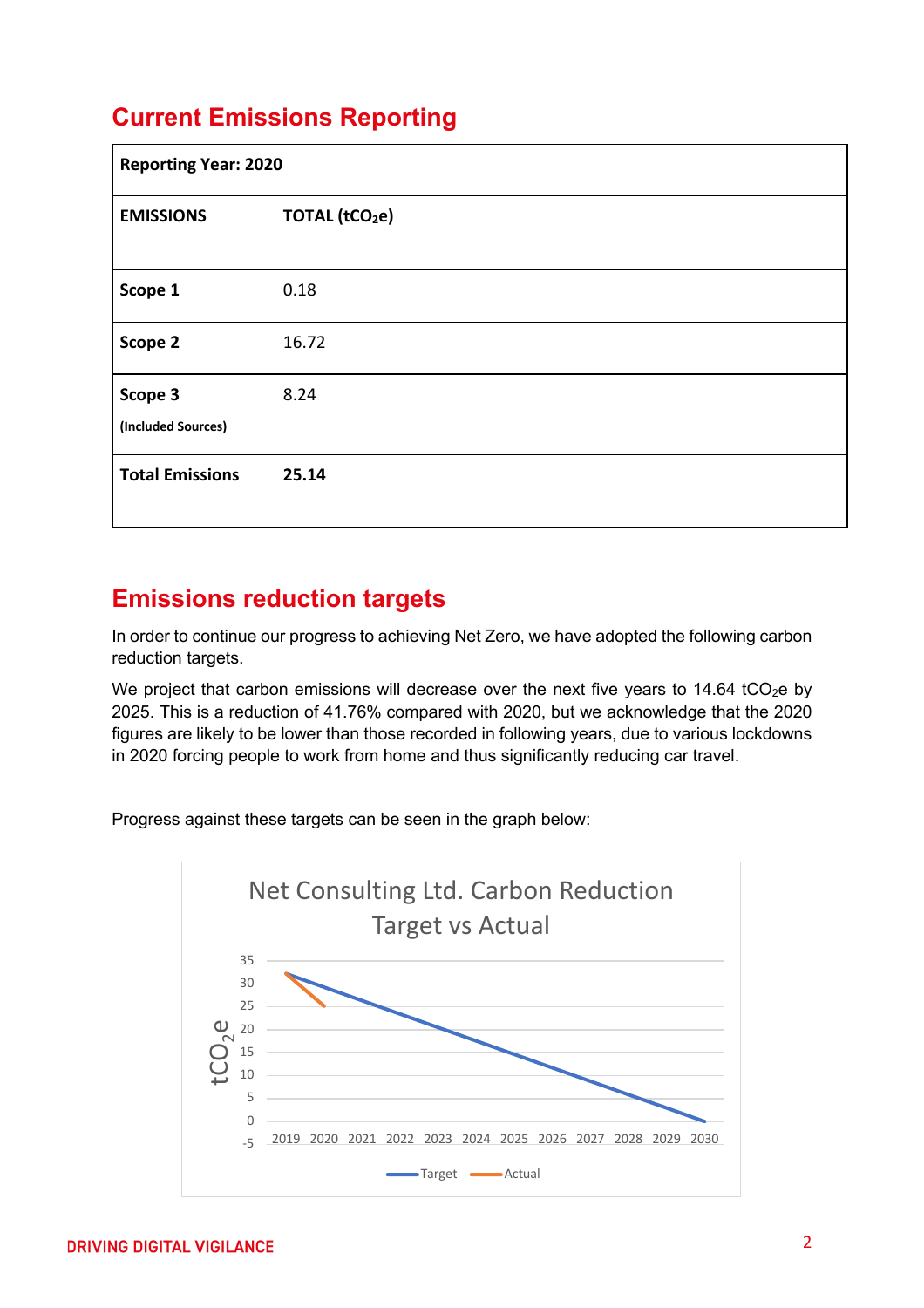## Current Emissions Reporting

| Reporting Year: 2020 | |
|---|---|
| **EMISSIONS** | **TOTAL ($tCO_2e$)** |
| **Scope 1** | 0.18 |
| **Scope 2** | 16.72 |
| **Scope 3** (Included Sources) | 8.24 |
| **Total Emissions** | **25.14** |

## Emissions reduction targets

In order to continue our progress to achieving Net Zero, we have adopted the following carbon reduction targets.

We project that carbon emissions will decrease over the next five years to 14.64 $tCO_2e$ by 2025. This is a reduction of 41.76% compared with 2020, but we acknowledge that the 2020 figures are likely to be lower than those recorded in following years, due to various lockdowns in 2020 forcing people to work from home and thus significantly reducing car travel.

Progress against these targets can be seen in the graph below:

Net Consulting Ltd. Carbon Reduction Target vs Actual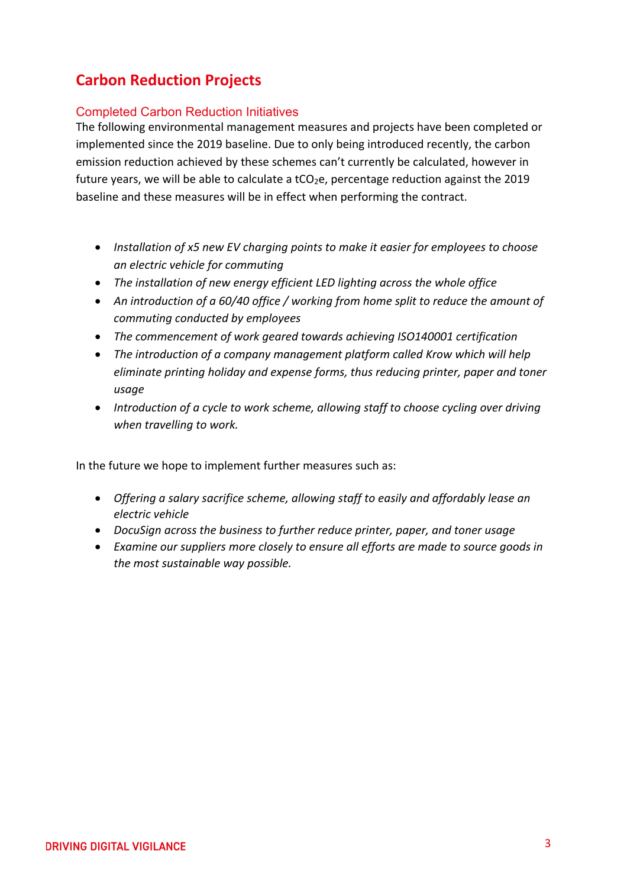# Carbon Reduction Projects

## Completed Carbon Reduction Initiatives

The following environmental management measures and projects have been completed or implemented since the 2019 baseline. Due to only being introduced recently, the carbon emission reduction achieved by these schemes can't currently be calculated, however in future years, we will be able to calculate a $tCO_2e$, percentage reduction against the 2019 baseline and these measures will be in effect when performing the contract.

- *Installation of x5 new EV charging points to make it easier for employees to choose an electric vehicle for commuting*
- *The installation of new energy efficient LED lighting across the whole office*
- *An introduction of a 60/40 office / working from home split to reduce the amount of commuting conducted by employees*
- *The commencement of work geared towards achieving ISO140001 certification*
- *The introduction of a company management platform called Krow which will help eliminate printing holiday and expense forms, thus reducing printer, paper and toner usage*
- *Introduction of a cycle to work scheme, allowing staff to choose cycling over driving when travelling to work.*

In the future we hope to implement further measures such as:

- *Offering a salary sacrifice scheme, allowing staff to easily and affordably lease an electric vehicle*
- *DocuSign across the business to further reduce printer, paper, and toner usage*
- *Examine our suppliers more closely to ensure all efforts are made to source goods in the most sustainable way possible.*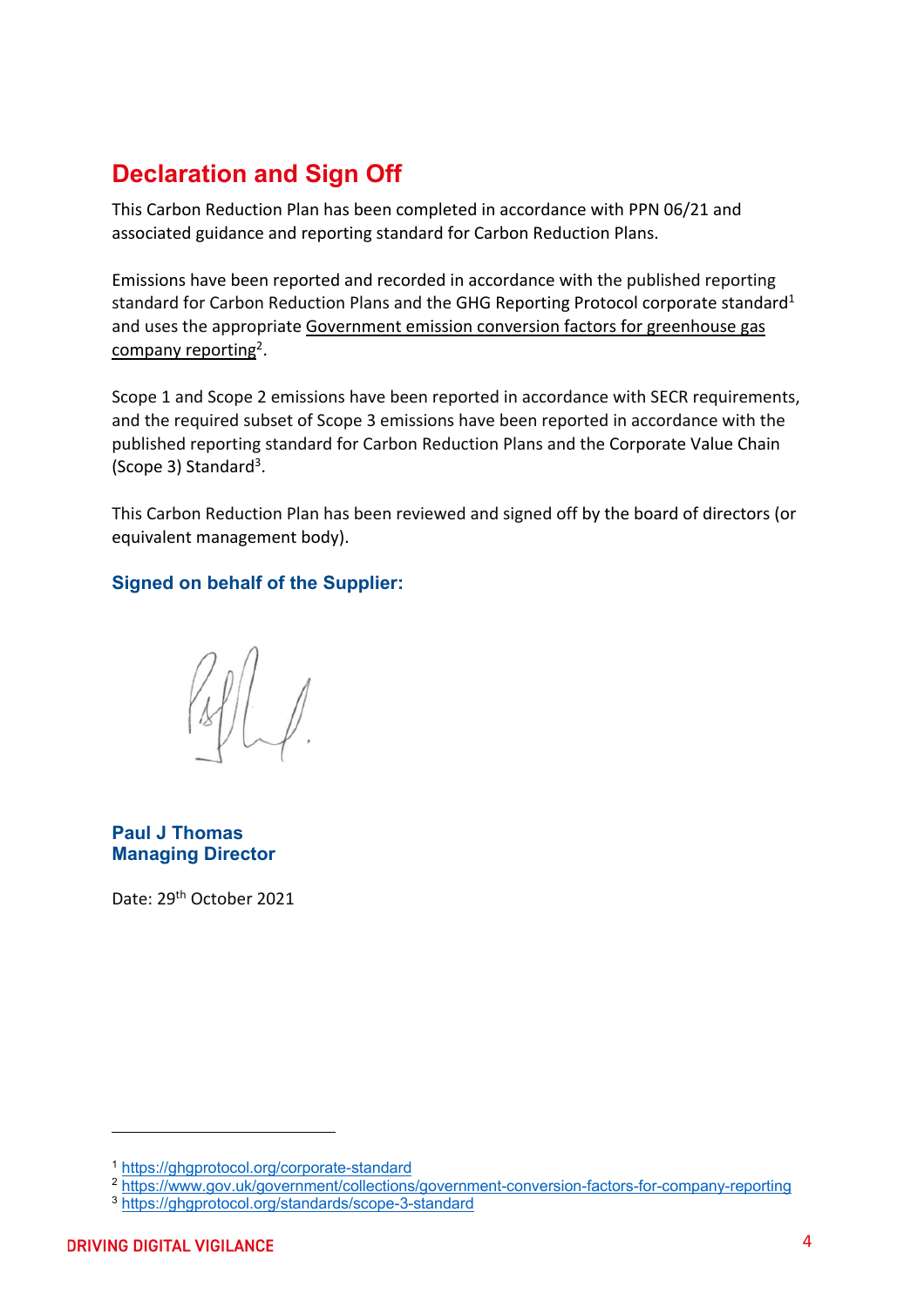## Declaration and Sign Off

This Carbon Reduction Plan has been completed in accordance with PPN 06/21 and associated guidance and reporting standard for Carbon Reduction Plans.

Emissions have been reported and recorded in accordance with the published reporting standard for Carbon Reduction Plans and the GHG Reporting Protocol corporate standard[1] and uses the appropriate Government emission conversion factors for greenhouse gas company reporting[2].

Scope 1 and Scope 2 emissions have been reported in accordance with SECR requirements, and the required subset of Scope 3 emissions have been reported in accordance with the published reporting standard for Carbon Reduction Plans and the Corporate Value Chain (Scope 3) Standard[3].

This Carbon Reduction Plan has been reviewed and signed off by the board of directors (or equivalent management body).

### Signed on behalf of the Supplier:

**Paul J Thomas**
**Managing Director**

Date: 29th October 2021

---

[1] https://ghgprotocol.org/corporate-standard
[2] https://www.gov.uk/government/collections/government-conversion-factors-for-company-reporting
[3] https://ghgprotocol.org/standards/scope-3-standard